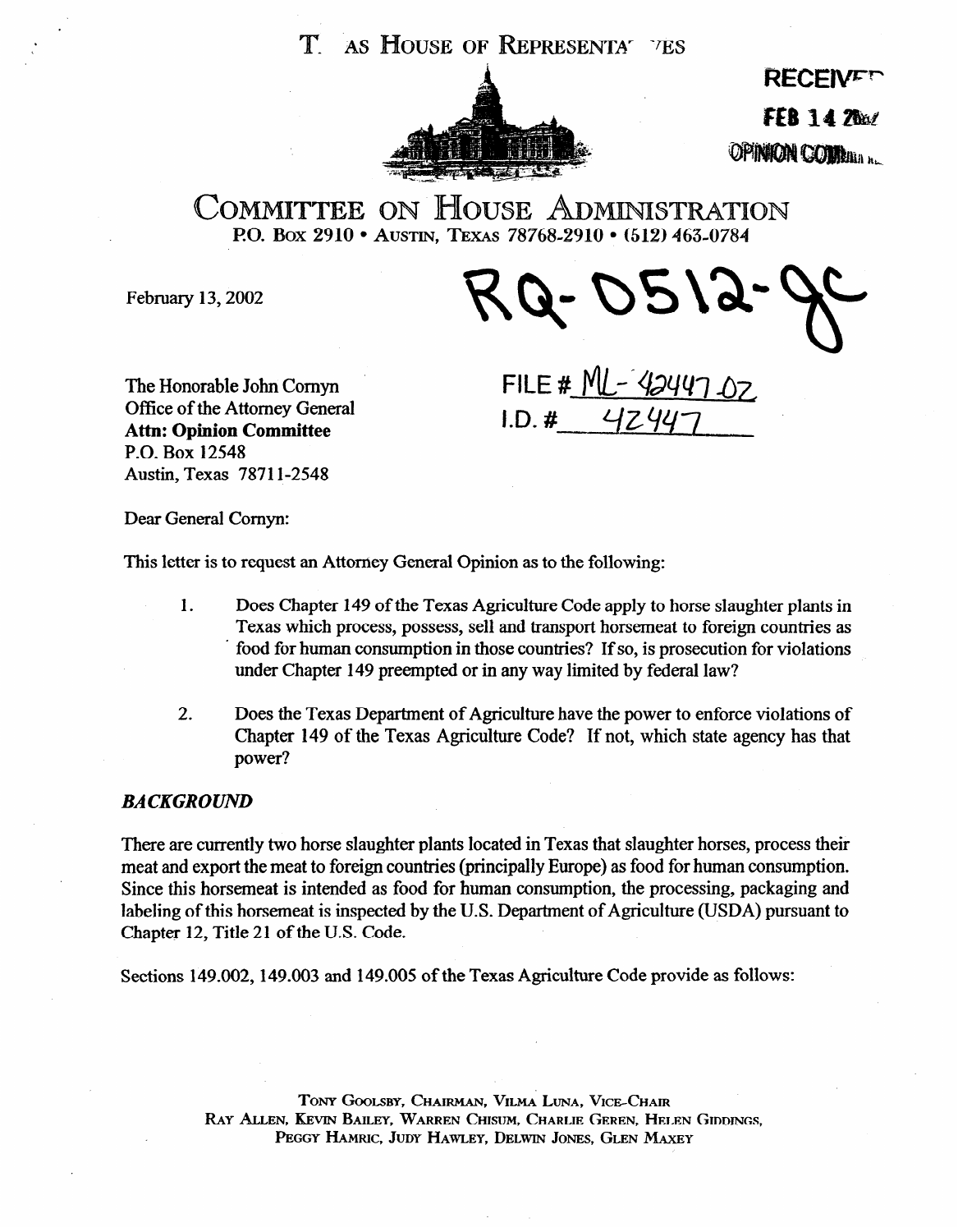# TEXAS HOUSE OF REPRESENTATIVES

RECEIVED
FEB 14 2002
OPINION COMMITTEE

## COMMITTEE ON HOUSE ADMINISTRATION

P.O. BOX 2910 • AUSTIN, TEXAS 78768-2910 • (512) 463-0784

February 13, 2002

RQ-0512-JC

FILE # ML-42447-02
I.D. # 42447

The Honorable John Cornyn
Office of the Attorney General
**Attn: Opinion Committee**
P.O. Box 12548
Austin, Texas 78711-2548

Dear General Cornyn:

This letter is to request an Attorney General Opinion as to the following:

1. Does Chapter 149 of the Texas Agriculture Code apply to horse slaughter plants in Texas which process, possess, sell and transport horsemeat to foreign countries as food for human consumption in those countries? If so, is prosecution for violations under Chapter 149 preempted or in any way limited by federal law?

2. Does the Texas Department of Agriculture have the power to enforce violations of Chapter 149 of the Texas Agriculture Code? If not, which state agency has that power?

### *BACKGROUND*

There are currently two horse slaughter plants located in Texas that slaughter horses, process their meat and export the meat to foreign countries (principally Europe) as food for human consumption. Since this horsemeat is intended as food for human consumption, the processing, packaging and labeling of this horsemeat is inspected by the U.S. Department of Agriculture (USDA) pursuant to Chapter 12, Title 21 of the U.S. Code.

Sections 149.002, 149.003 and 149.005 of the Texas Agriculture Code provide as follows:

TONY GOOLSBY, CHAIRMAN, VILMA LUNA, VICE-CHAIR
RAY ALLEN, KEVIN BAILEY, WARREN CHISUM, CHARLIE GEREN, HELEN GIDDINGS,
PEGGY HAMRIC, JUDY HAWLEY, DELWIN JONES, GLEN MAXEY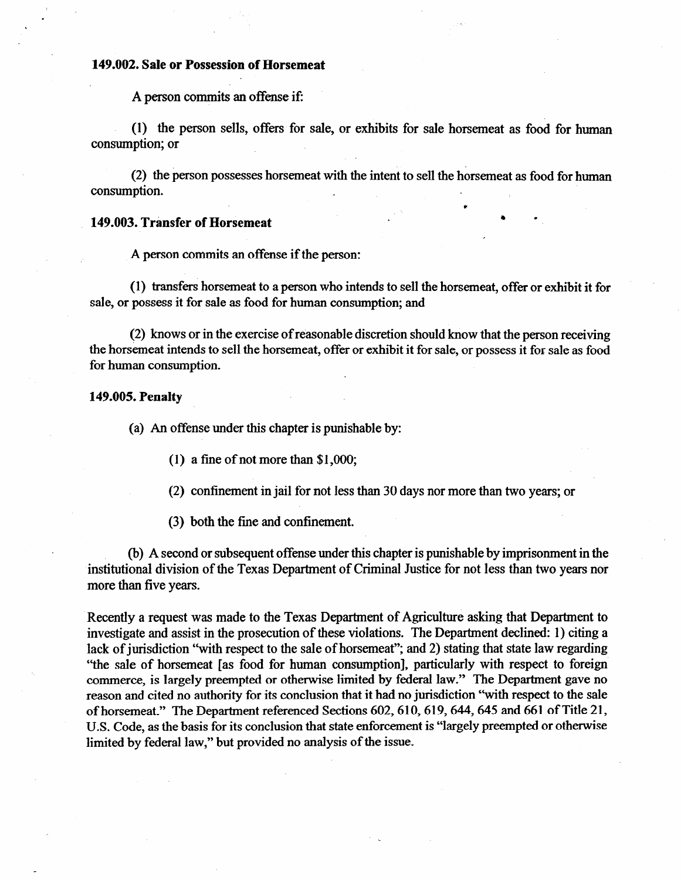**149.002. Sale or Possession of Horsemeat**

A person commits an offense if:

(1) the person sells, offers for sale, or exhibits for sale horsemeat as food for human consumption; or

(2) the person possesses horsemeat with the intent to sell the horsemeat as food for human consumption.

**149.003. Transfer of Horsemeat**

A person commits an offense if the person:

(1) transfers horsemeat to a person who intends to sell the horsemeat, offer or exhibit it for sale, or possess it for sale as food for human consumption; and

(2) knows or in the exercise of reasonable discretion should know that the person receiving the horsemeat intends to sell the horsemeat, offer or exhibit it for sale, or possess it for sale as food for human consumption.

**149.005. Penalty**

(a) An offense under this chapter is punishable by:

(1) a fine of not more than $1,000;

(2) confinement in jail for not less than 30 days nor more than two years; or

(3) both the fine and confinement.

(b) A second or subsequent offense under this chapter is punishable by imprisonment in the institutional division of the Texas Department of Criminal Justice for not less than two years nor more than five years.

Recently a request was made to the Texas Department of Agriculture asking that Department to investigate and assist in the prosecution of these violations. The Department declined: 1) citing a lack of jurisdiction "with respect to the sale of horsemeat"; and 2) stating that state law regarding "the sale of horsemeat [as food for human consumption], particularly with respect to foreign commerce, is largely preempted or otherwise limited by federal law." The Department gave no reason and cited no authority for its conclusion that it had no jurisdiction "with respect to the sale of horsemeat." The Department referenced Sections 602, 610, 619, 644, 645 and 661 of Title 21, U.S. Code, as the basis for its conclusion that state enforcement is "largely preempted or otherwise limited by federal law," but provided no analysis of the issue.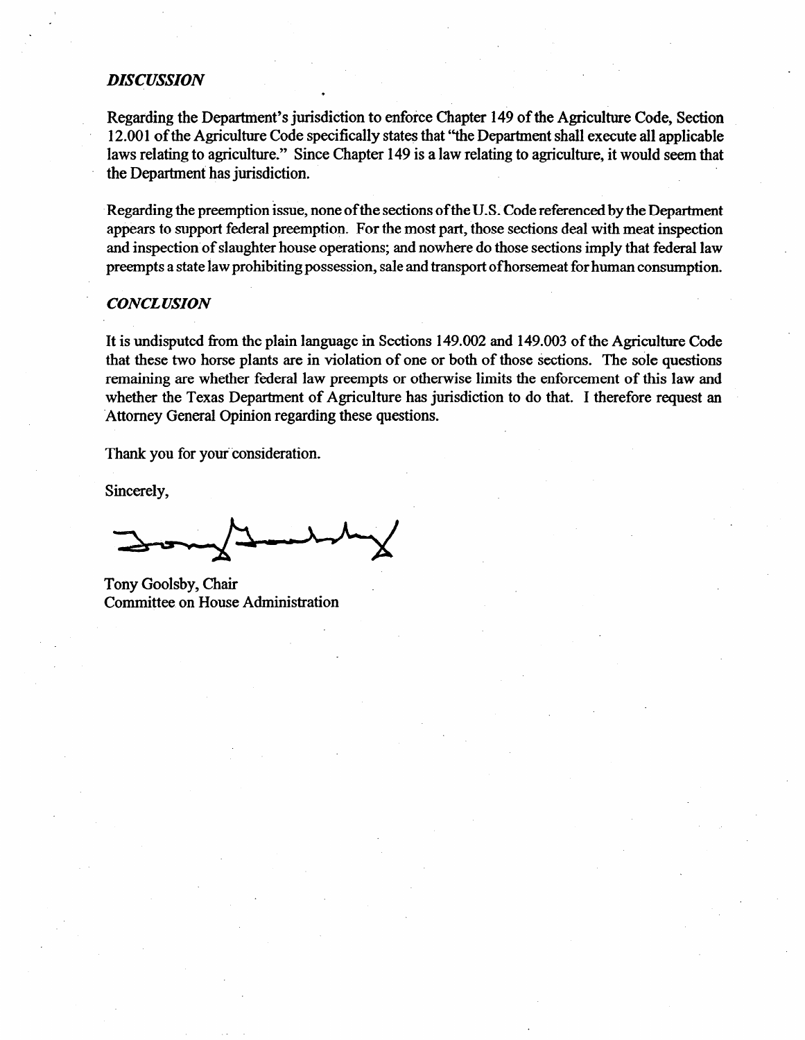### *DISCUSSION*

Regarding the Department's jurisdiction to enforce Chapter 149 of the Agriculture Code, Section 12.001 of the Agriculture Code specifically states that "the Department shall execute all applicable laws relating to agriculture." Since Chapter 149 is a law relating to agriculture, it would seem that the Department has jurisdiction.

Regarding the preemption issue, none of the sections of the U.S. Code referenced by the Department appears to support federal preemption. For the most part, those sections deal with meat inspection and inspection of slaughter house operations; and nowhere do those sections imply that federal law preempts a state law prohibiting possession, sale and transport of horsemeat for human consumption.

### *CONCLUSION*

It is undisputed from the plain language in Sections 149.002 and 149.003 of the Agriculture Code that these two horse plants are in violation of one or both of those sections. The sole questions remaining are whether federal law preempts or otherwise limits the enforcement of this law and whether the Texas Department of Agriculture has jurisdiction to do that. I therefore request an Attorney General Opinion regarding these questions.

Thank you for your consideration.

Sincerely,

Tony Goolsby, Chair
Committee on House Administration